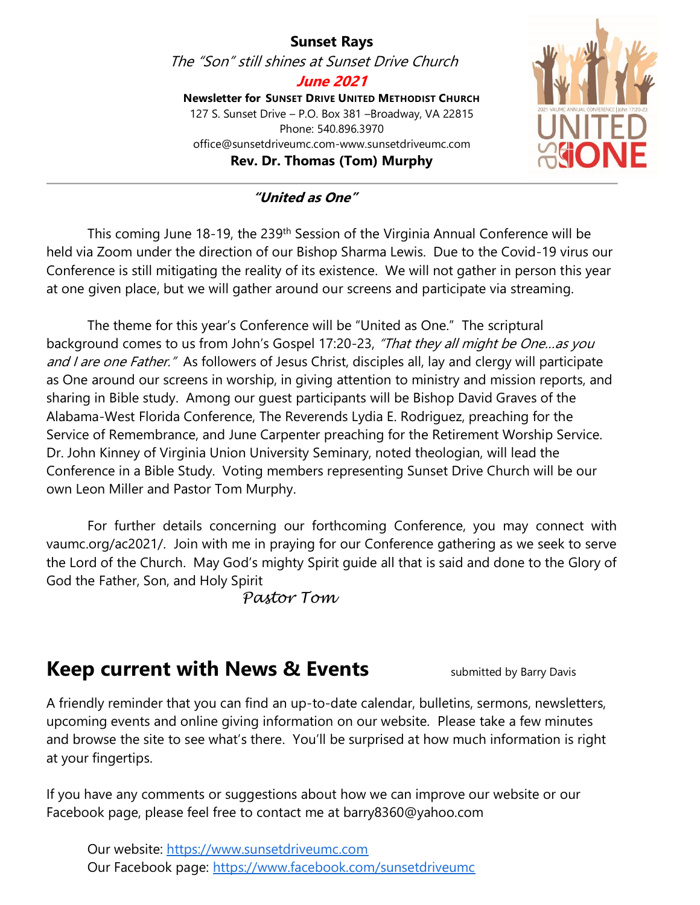# Sunset Rays

*The "Son" still shines at Sunset Drive Church*

***June 2021***

**Newsletter for Sunset Drive United Methodist Church**

127 S. Sunset Drive – P.O. Box 381 –Broadway, VA 22815

Phone: 540.896.3970

office@sunsetdriveumc.com-www.sunsetdriveumc.com

**Rev. Dr. Thomas (Tom) Murphy**

---

## *"United as One"*

This coming June 18-19, the 239th Session of the Virginia Annual Conference will be held via Zoom under the direction of our Bishop Sharma Lewis. Due to the Covid-19 virus our Conference is still mitigating the reality of its existence. We will not gather in person this year at one given place, but we will gather around our screens and participate via streaming.

The theme for this year's Conference will be "United as One." The scriptural background comes to us from John's Gospel 17:20-23, *"That they all might be One…as you and I are one Father."* As followers of Jesus Christ, disciples all, lay and clergy will participate as One around our screens in worship, in giving attention to ministry and mission reports, and sharing in Bible study. Among our guest participants will be Bishop David Graves of the Alabama-West Florida Conference, The Reverends Lydia E. Rodriguez, preaching for the Service of Remembrance, and June Carpenter preaching for the Retirement Worship Service. Dr. John Kinney of Virginia Union University Seminary, noted theologian, will lead the Conference in a Bible Study. Voting members representing Sunset Drive Church will be our own Leon Miller and Pastor Tom Murphy.

For further details concerning our forthcoming Conference, you may connect with vaumc.org/ac2021/. Join with me in praying for our Conference gathering as we seek to serve the Lord of the Church. May God's mighty Spirit guide all that is said and done to the Glory of God the Father, Son, and Holy Spirit

*Pastor Tom*

## Keep current with News & Events

submitted by Barry Davis

A friendly reminder that you can find an up-to-date calendar, bulletins, sermons, newsletters, upcoming events and online giving information on our website. Please take a few minutes and browse the site to see what's there. You'll be surprised at how much information is right at your fingertips.

If you have any comments or suggestions about how we can improve our website or our Facebook page, please feel free to contact me at barry8360@yahoo.com

Our website: https://www.sunsetdriveumc.com
Our Facebook page: https://www.facebook.com/sunsetdriveumc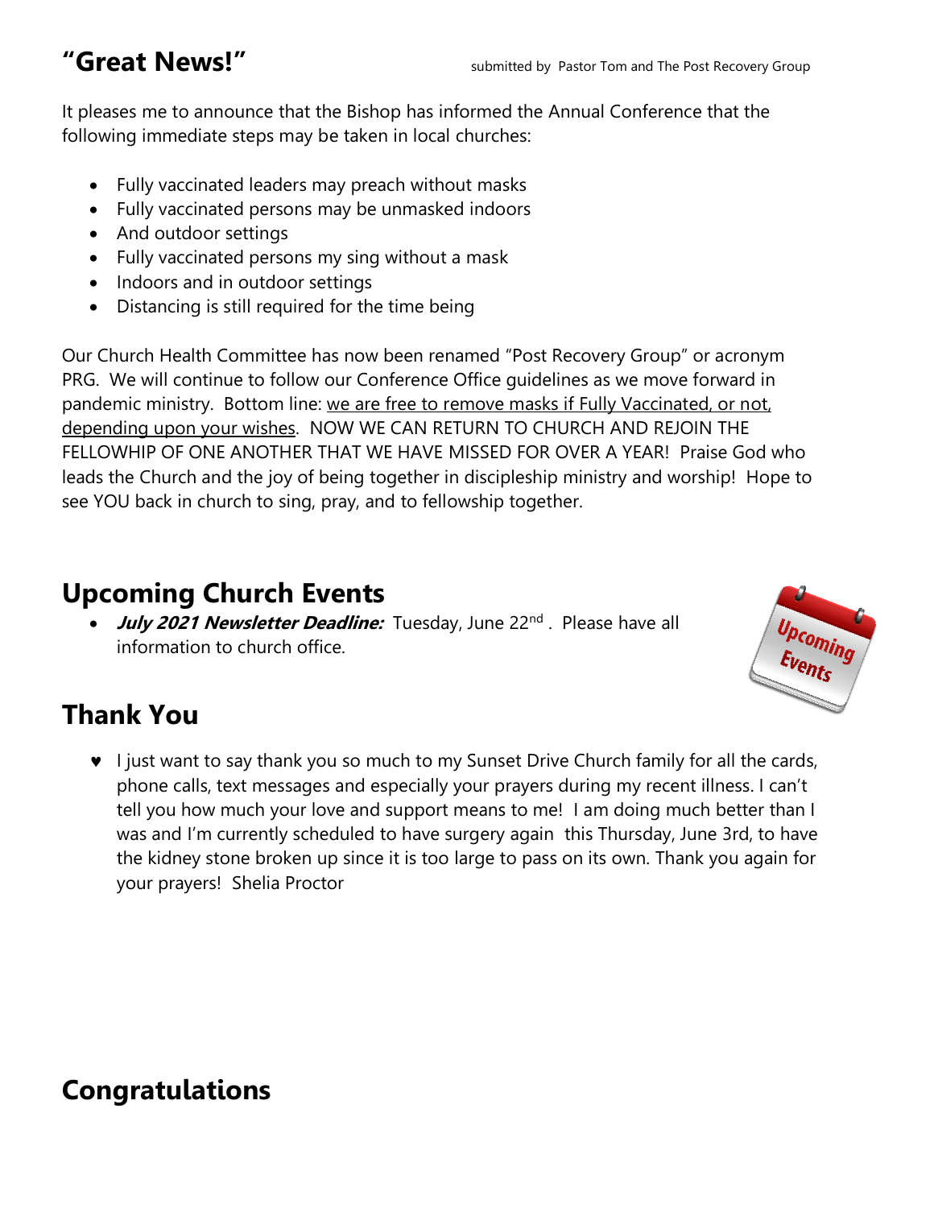## "Great News!"

submitted by Pastor Tom and The Post Recovery Group

It pleases me to announce that the Bishop has informed the Annual Conference that the following immediate steps may be taken in local churches:

- Fully vaccinated leaders may preach without masks
- Fully vaccinated persons may be unmasked indoors
- And outdoor settings
- Fully vaccinated persons my sing without a mask
- Indoors and in outdoor settings
- Distancing is still required for the time being

Our Church Health Committee has now been renamed "Post Recovery Group" or acronym PRG. We will continue to follow our Conference Office guidelines as we move forward in pandemic ministry. Bottom line: we are free to remove masks if Fully Vaccinated, or not, depending upon your wishes. NOW WE CAN RETURN TO CHURCH AND REJOIN THE FELLOWHIP OF ONE ANOTHER THAT WE HAVE MISSED FOR OVER A YEAR! Praise God who leads the Church and the joy of being together in discipleship ministry and worship! Hope to see YOU back in church to sing, pray, and to fellowship together.

## Upcoming Church Events

- ***July 2021 Newsletter Deadline:*** Tuesday, June 22nd . Please have all information to church office.

## Thank You

- I just want to say thank you so much to my Sunset Drive Church family for all the cards, phone calls, text messages and especially your prayers during my recent illness. I can't tell you how much your love and support means to me! I am doing much better than I was and I'm currently scheduled to have surgery again this Thursday, June 3rd, to have the kidney stone broken up since it is too large to pass on its own. Thank you again for your prayers! Shelia Proctor

## Congratulations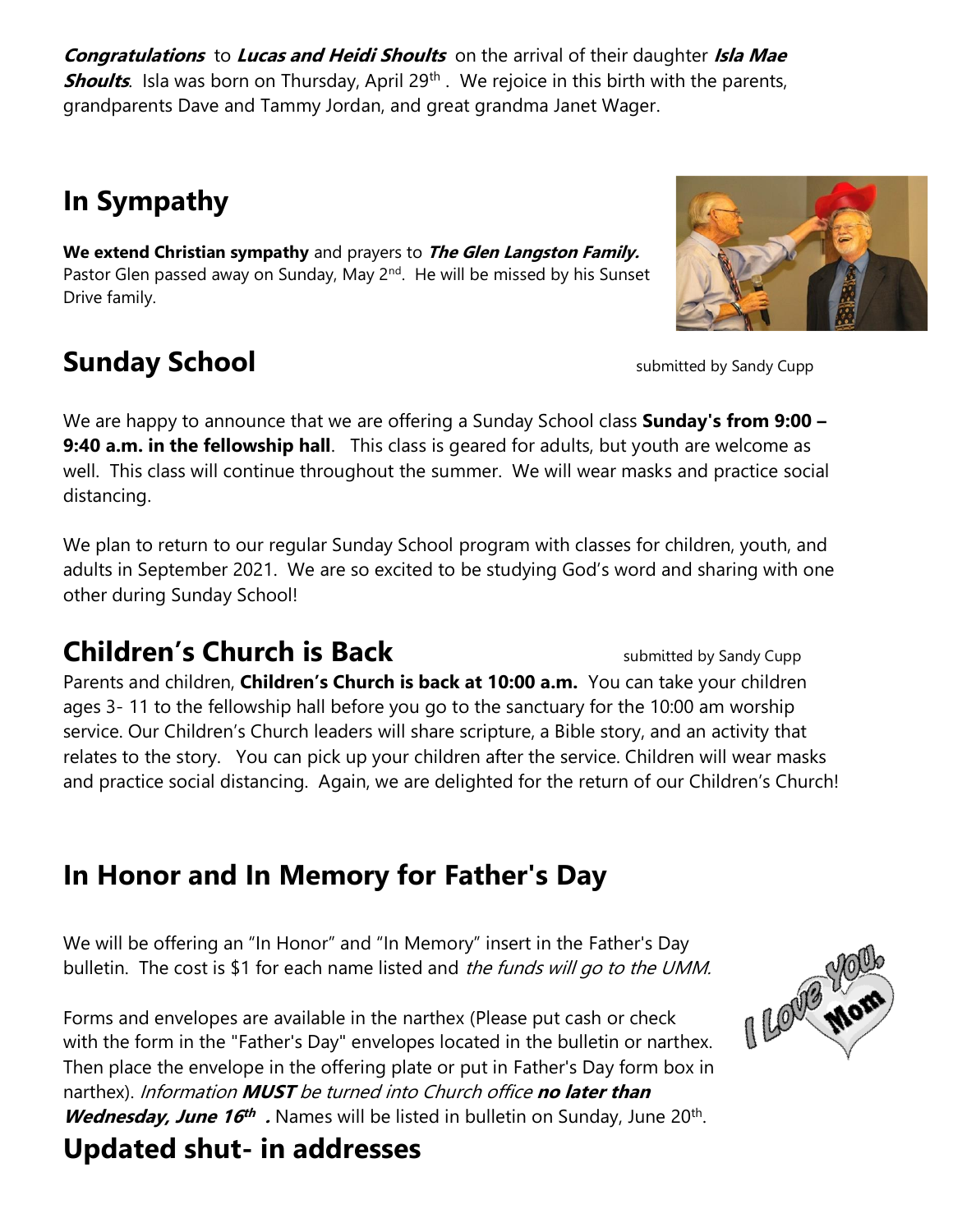***Congratulations*** to ***Lucas and Heidi Shoults*** on the arrival of their daughter ***Isla Mae Shoults***. Isla was born on Thursday, April 29th . We rejoice in this birth with the parents, grandparents Dave and Tammy Jordan, and great grandma Janet Wager.

## In Sympathy

**We extend Christian sympathy** and prayers to ***The Glen Langston Family.*** Pastor Glen passed away on Sunday, May 2nd. He will be missed by his Sunset Drive family.

## Sunday School

submitted by Sandy Cupp

We are happy to announce that we are offering a Sunday School class **Sunday's from 9:00 – 9:40 a.m. in the fellowship hall**. This class is geared for adults, but youth are welcome as well. This class will continue throughout the summer. We will wear masks and practice social distancing.

We plan to return to our regular Sunday School program with classes for children, youth, and adults in September 2021. We are so excited to be studying God's word and sharing with one other during Sunday School!

## Children's Church is Back

submitted by Sandy Cupp

Parents and children, **Children's Church is back at 10:00 a.m.** You can take your children ages 3- 11 to the fellowship hall before you go to the sanctuary for the 10:00 am worship service. Our Children's Church leaders will share scripture, a Bible story, and an activity that relates to the story. You can pick up your children after the service. Children will wear masks and practice social distancing. Again, we are delighted for the return of our Children's Church!

## In Honor and In Memory for Father's Day

We will be offering an "In Honor" and "In Memory" insert in the Father's Day bulletin. The cost is $1 for each name listed and *the funds will go to the UMM.*

Forms and envelopes are available in the narthex (Please put cash or check with the form in the "Father's Day" envelopes located in the bulletin or narthex. Then place the envelope in the offering plate or put in Father's Day form box in narthex). *Information **MUST** be turned into Church office **no later than Wednesday, June 16th .*** Names will be listed in bulletin on Sunday, June 20th.

## Updated shut- in addresses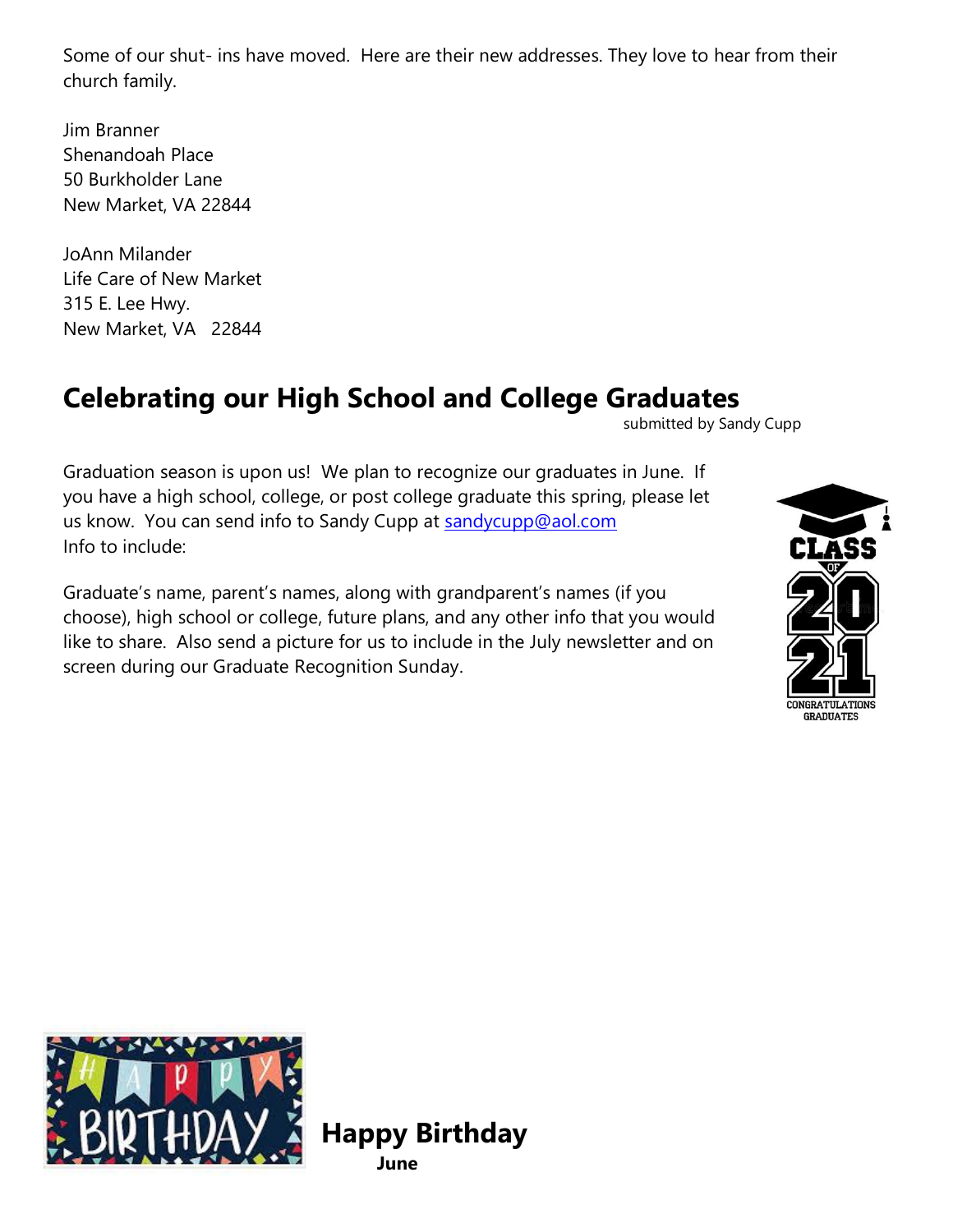Some of our shut- ins have moved. Here are their new addresses. They love to hear from their church family.

Jim Branner
Shenandoah Place
50 Burkholder Lane
New Market, VA 22844

JoAnn Milander
Life Care of New Market
315 E. Lee Hwy.
New Market, VA 22844

## Celebrating our High School and College Graduates

submitted by Sandy Cupp

Graduation season is upon us! We plan to recognize our graduates in June. If you have a high school, college, or post college graduate this spring, please let us know. You can send info to Sandy Cupp at sandycupp@aol.com
Info to include:

Graduate's name, parent's names, along with grandparent's names (if you choose), high school or college, future plans, and any other info that you would like to share. Also send a picture for us to include in the July newsletter and on screen during our Graduate Recognition Sunday.

## Happy Birthday

**June**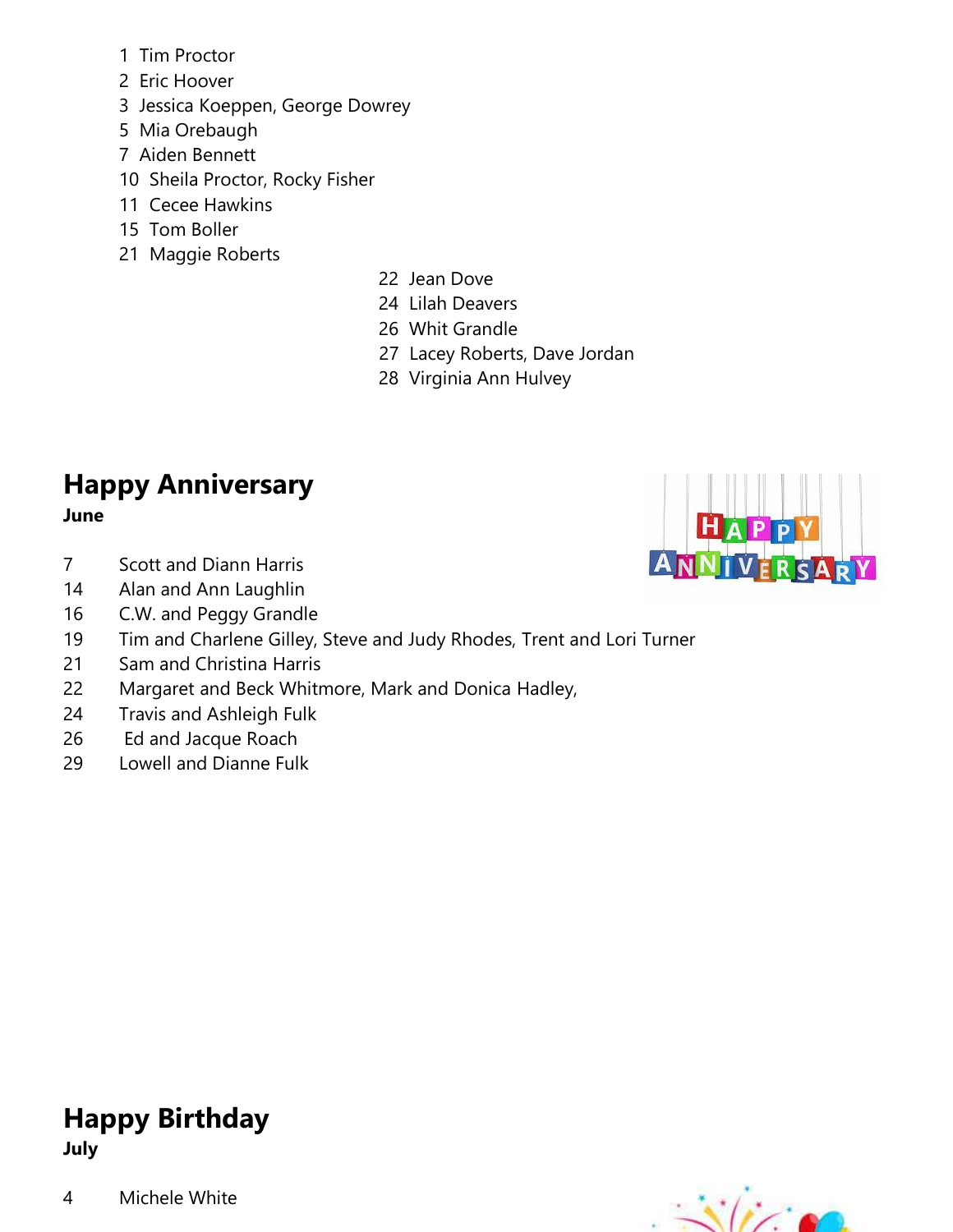1 Tim Proctor
2 Eric Hoover
3 Jessica Koeppen, George Dowrey
5 Mia Orebaugh
7 Aiden Bennett
10 Sheila Proctor, Rocky Fisher
11 Cecee Hawkins
15 Tom Boller
21 Maggie Roberts
22 Jean Dove
24 Lilah Deavers
26 Whit Grandle
27 Lacey Roberts, Dave Jordan
28 Virginia Ann Hulvey

## Happy Anniversary

**June**

7 Scott and Diann Harris
14 Alan and Ann Laughlin
16 C.W. and Peggy Grandle
19 Tim and Charlene Gilley, Steve and Judy Rhodes, Trent and Lori Turner
21 Sam and Christina Harris
22 Margaret and Beck Whitmore, Mark and Donica Hadley,
24 Travis and Ashleigh Fulk
26 Ed and Jacque Roach
29 Lowell and Dianne Fulk

## Happy Birthday

**July**

4 Michele White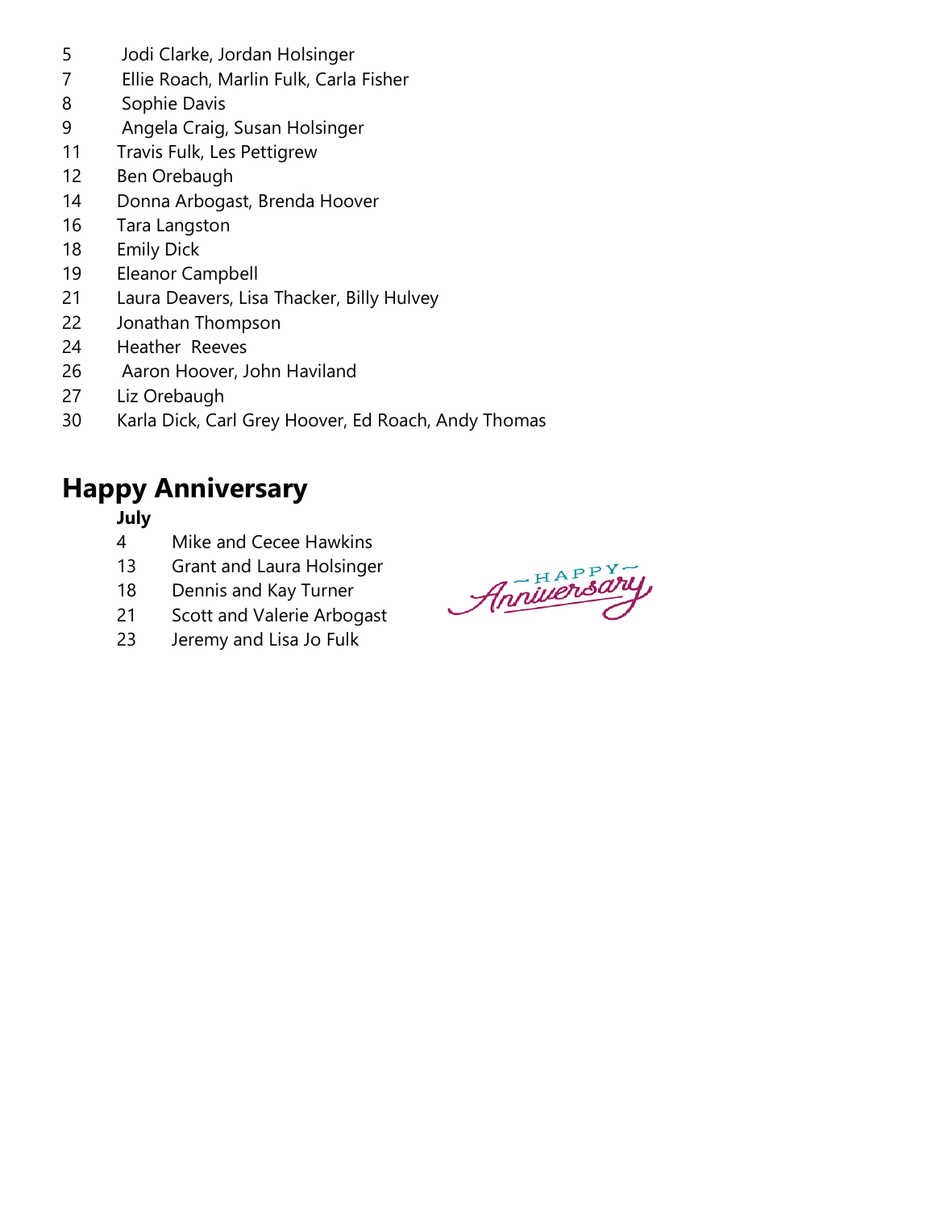5 Jodi Clarke, Jordan Holsinger
7 Ellie Roach, Marlin Fulk, Carla Fisher
8 Sophie Davis
9 Angela Craig, Susan Holsinger
11 Travis Fulk, Les Pettigrew
12 Ben Orebaugh
14 Donna Arbogast, Brenda Hoover
16 Tara Langston
18 Emily Dick
19 Eleanor Campbell
21 Laura Deavers, Lisa Thacker, Billy Hulvey
22 Jonathan Thompson
24 Heather Reeves
26 Aaron Hoover, John Haviland
27 Liz Orebaugh
30 Karla Dick, Carl Grey Hoover, Ed Roach, Andy Thomas

## Happy Anniversary

**July**

4 Mike and Cecee Hawkins
13 Grant and Laura Holsinger
18 Dennis and Kay Turner
21 Scott and Valerie Arbogast
23 Jeremy and Lisa Jo Fulk